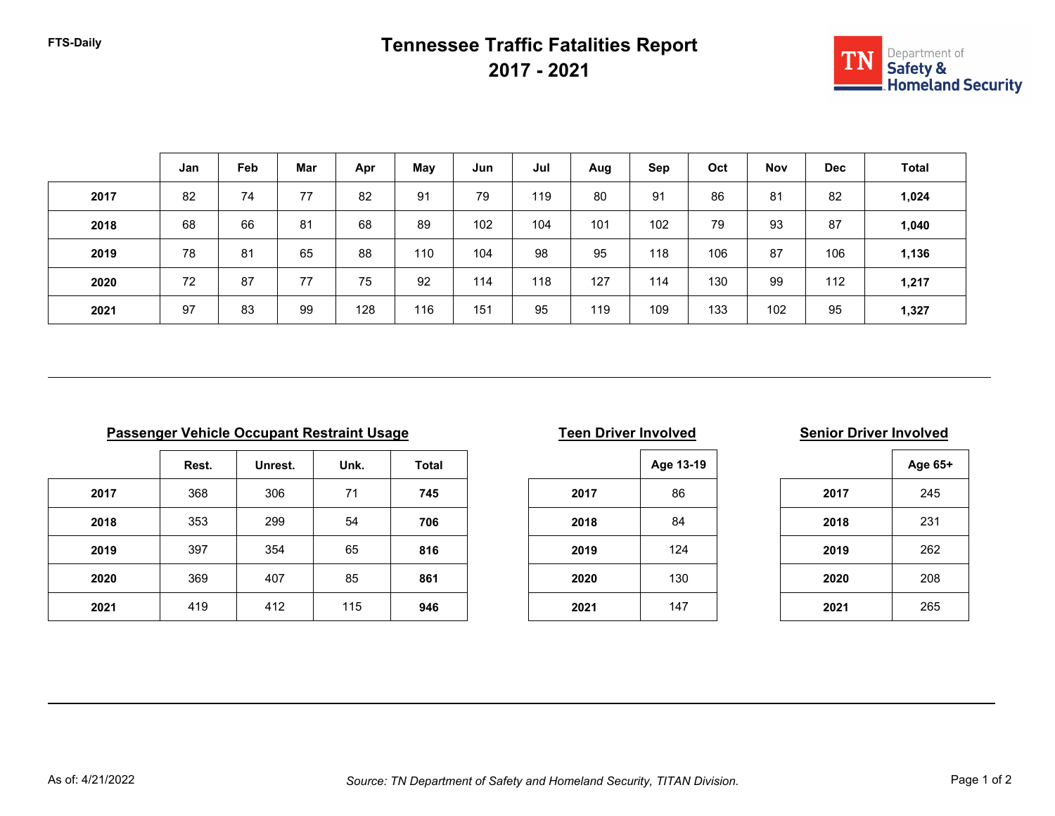FTS-Daily

# Tennessee Traffic Fatalities Report
## 2017 - 2021

TN Department of Safety & Homeland Security

| | Jan | Feb | Mar | Apr | May | Jun | Jul | Aug | Sep | Oct | Nov | Dec | Total |
|---|---|---|---|---|---|---|---|---|---|---|---|---|---|
| **2017** | 82 | 74 | 77 | 82 | 91 | 79 | 119 | 80 | 91 | 86 | 81 | 82 | **1,024** |
| **2018** | 68 | 66 | 81 | 68 | 89 | 102 | 104 | 101 | 102 | 79 | 93 | 87 | **1,040** |
| **2019** | 78 | 81 | 65 | 88 | 110 | 104 | 98 | 95 | 118 | 106 | 87 | 106 | **1,136** |
| **2020** | 72 | 87 | 77 | 75 | 92 | 114 | 118 | 127 | 114 | 130 | 99 | 112 | **1,217** |
| **2021** | 97 | 83 | 99 | 128 | 116 | 151 | 95 | 119 | 109 | 133 | 102 | 95 | **1,327** |

### Passenger Vehicle Occupant Restraint Usage

| | Rest. | Unrest. | Unk. | Total |
|---|---|---|---|---|
| **2017** | 368 | 306 | 71 | **745** |
| **2018** | 353 | 299 | 54 | **706** |
| **2019** | 397 | 354 | 65 | **816** |
| **2020** | 369 | 407 | 85 | **861** |
| **2021** | 419 | 412 | 115 | **946** |

### Teen Driver Involved

| | Age 13-19 |
|---|---|
| **2017** | 86 |
| **2018** | 84 |
| **2019** | 124 |
| **2020** | 130 |
| **2021** | 147 |

### Senior Driver Involved

| | Age 65+ |
|---|---|
| **2017** | 245 |
| **2018** | 231 |
| **2019** | 262 |
| **2020** | 208 |
| **2021** | 265 |

As of: 4/21/2022

*Source: TN Department of Safety and Homeland Security, TITAN Division.*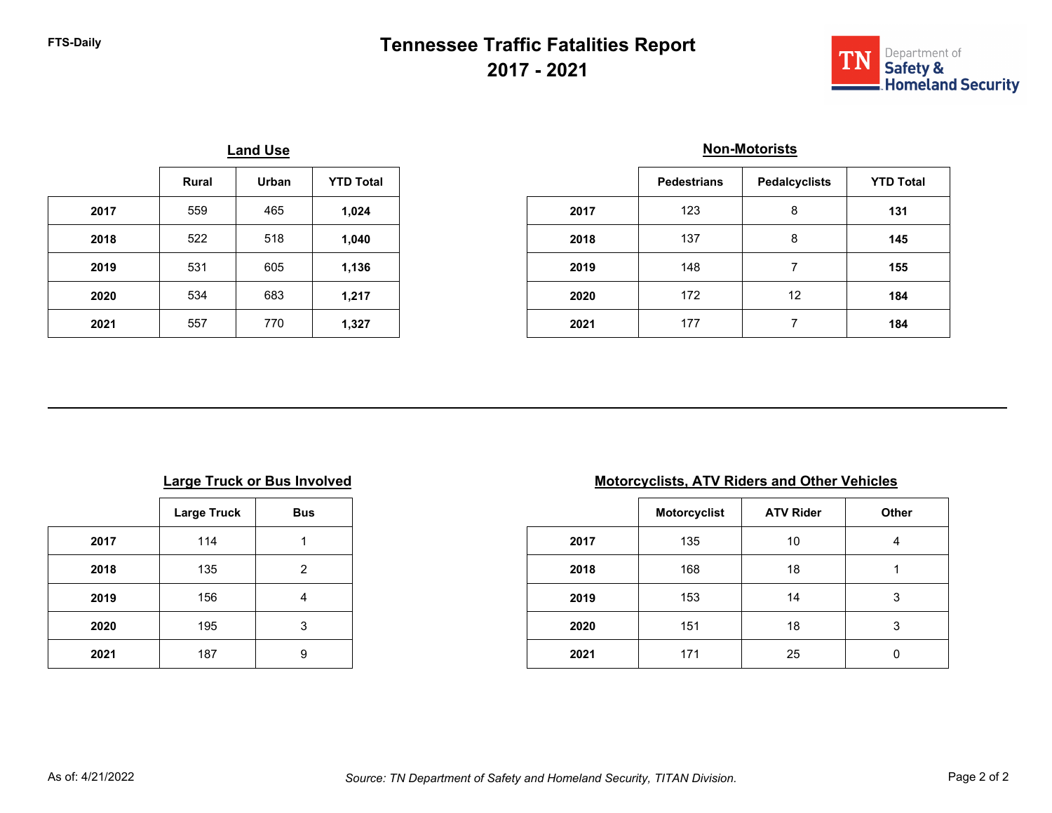FTS-Daily

# Tennessee Traffic Fatalities Report
# 2017 - 2021

## Land Use

| | Rural | Urban | YTD Total |
|---|---|---|---|
| **2017** | 559 | 465 | **1,024** |
| **2018** | 522 | 518 | **1,040** |
| **2019** | 531 | 605 | **1,136** |
| **2020** | 534 | 683 | **1,217** |
| **2021** | 557 | 770 | **1,327** |

## Non-Motorists

| | Pedestrians | Pedalcyclists | YTD Total |
|---|---|---|---|
| **2017** | 123 | 8 | **131** |
| **2018** | 137 | 8 | **145** |
| **2019** | 148 | 7 | **155** |
| **2020** | 172 | 12 | **184** |
| **2021** | 177 | 7 | **184** |

## Large Truck or Bus Involved

| | Large Truck | Bus |
|---|---|---|
| **2017** | 114 | 1 |
| **2018** | 135 | 2 |
| **2019** | 156 | 4 |
| **2020** | 195 | 3 |
| **2021** | 187 | 9 |

## Motorcyclists, ATV Riders and Other Vehicles

| | Motorcyclist | ATV Rider | Other |
|---|---|---|---|
| **2017** | 135 | 10 | 4 |
| **2018** | 168 | 18 | 1 |
| **2019** | 153 | 14 | 3 |
| **2020** | 151 | 18 | 3 |
| **2021** | 171 | 25 | 0 |

As of: 4/21/2022

*Source: TN Department of Safety and Homeland Security, TITAN Division.*